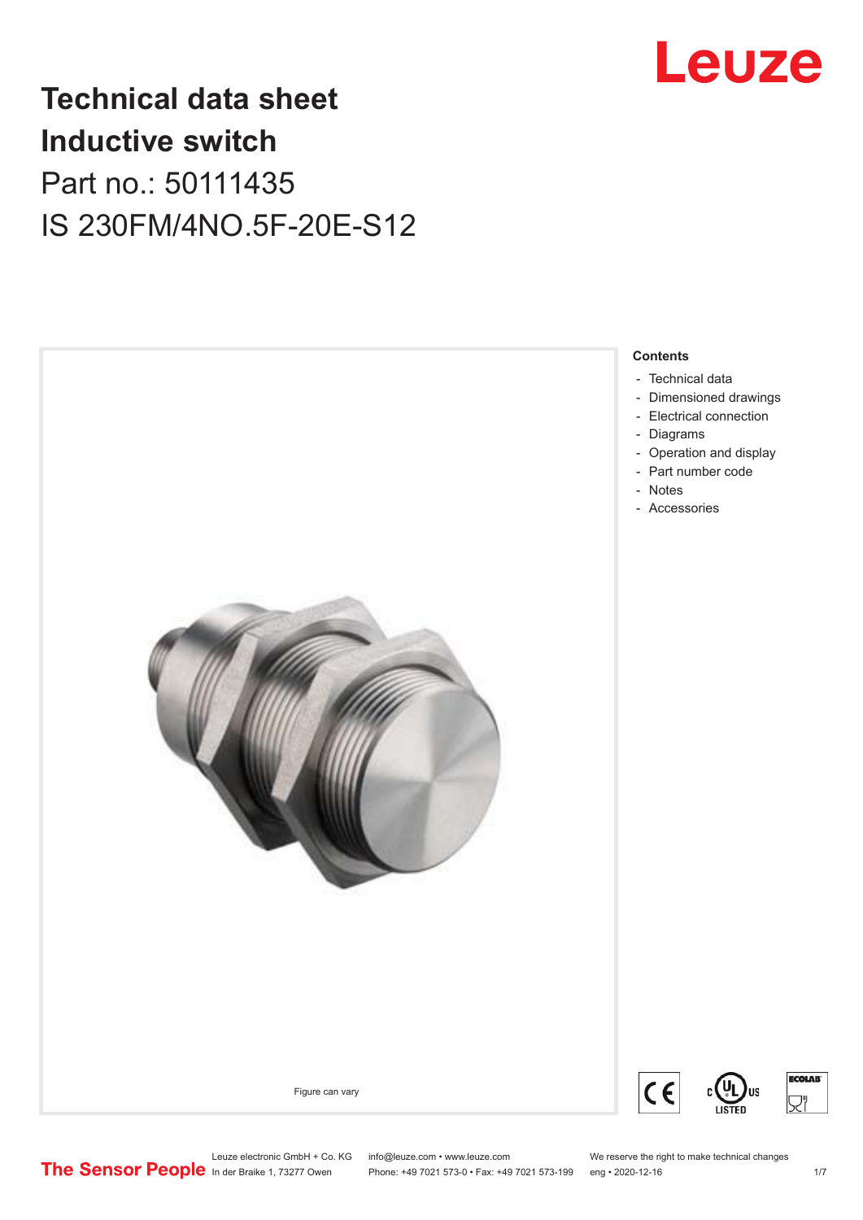# Technical data sheet
# Inductive switch

Part no.: 50111435

IS 230FM/4NO.5F-20E-S12

Figure can vary

**Contents**

- Technical data
- Dimensioned drawings
- Electrical connection
- Diagrams
- Operation and display
- Part number code
- Notes
- Accessories

Leuze electronic GmbH + Co. KG
In der Braike 1, 73277 Owen

info@leuze.com • www.leuze.com
Phone: +49 7021 573-0 • Fax: +49 7021 573-199

We reserve the right to make technical changes
eng • 2020-12-16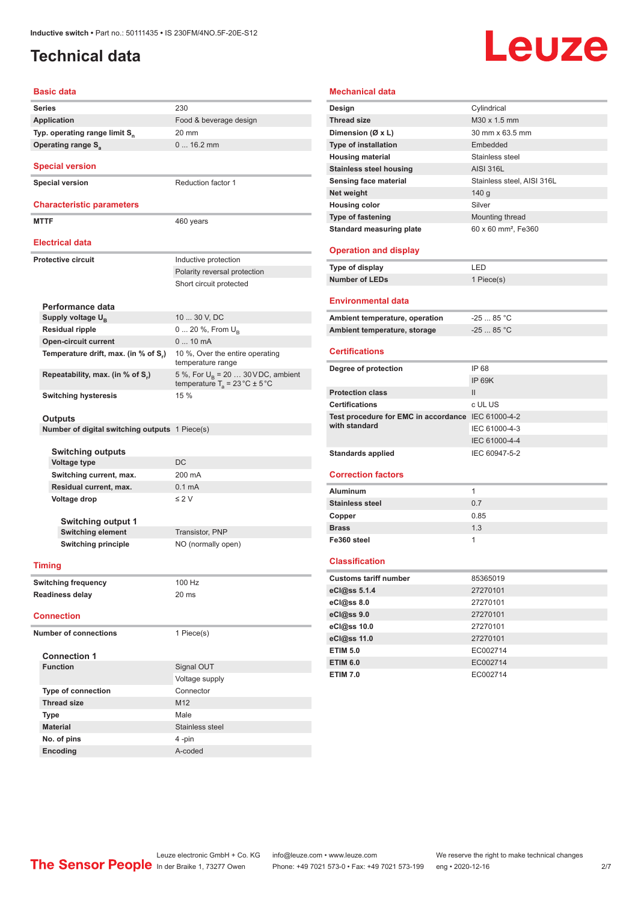# Technical data

## Basic data

| | |
|---|---|
| Series | 230 |
| Application | Food & beverage design |
| Typ. operating range limit $S_n$ | 20 mm |
| Operating range $S_a$ | 0 ... 16.2 mm |

## Special version

| | |
|---|---|
| Special version | Reduction factor 1 |

## Characteristic parameters

| | |
|---|---|
| MTTF | 460 years |

## Electrical data

| | |
|---|---|
| Protective circuit | Inductive protection |
| | Polarity reversal protection |
| | Short circuit protected |

### Performance data

| | |
|---|---|
| Supply voltage $U_B$ | 10 ... 30 V, DC |
| Residual ripple | 0 ... 20 %, From $U_B$ |
| Open-circuit current | 0 ... 10 mA |
| Temperature drift, max. (in % of $S_r$) | 10 %, Over the entire operating temperature range |
| Repeatability, max. (in % of $S_r$) | 5 %, For $U_B$ = 20 … 30 V DC, ambient temperature $T_a$ = 23 °C ± 5 °C |
| Switching hysteresis | 15 % |

### Outputs

| | |
|---|---|
| Number of digital switching outputs | 1 Piece(s) |

#### Switching outputs

| | |
|---|---|
| Voltage type | DC |
| Switching current, max. | 200 mA |
| Residual current, max. | 0.1 mA |
| Voltage drop | ≤ 2 V |

##### Switching output 1

| | |
|---|---|
| Switching element | Transistor, PNP |
| Switching principle | NO (normally open) |

## Timing

| | |
|---|---|
| Switching frequency | 100 Hz |
| Readiness delay | 20 ms |

## Connection

| | |
|---|---|
| Number of connections | 1 Piece(s) |

### Connection 1

| | |
|---|---|
| Function | Signal OUT |
| | Voltage supply |
| Type of connection | Connector |
| Thread size | M12 |
| Type | Male |
| Material | Stainless steel |
| No. of pins | 4 -pin |
| Encoding | A-coded |

## Mechanical data

| | |
|---|---|
| Design | Cylindrical |
| Thread size | M30 x 1.5 mm |
| Dimension (Ø x L) | 30 mm x 63.5 mm |
| Type of installation | Embedded |
| Housing material | Stainless steel |
| Stainless steel housing | AISI 316L |
| Sensing face material | Stainless steel, AISI 316L |
| Net weight | 140 g |
| Housing color | Silver |
| Type of fastening | Mounting thread |
| Standard measuring plate | 60 x 60 mm², Fe360 |

## Operation and display

| | |
|---|---|
| Type of display | LED |
| Number of LEDs | 1 Piece(s) |

## Environmental data

| | |
|---|---|
| Ambient temperature, operation | -25 ... 85 °C |
| Ambient temperature, storage | -25 ... 85 °C |

## Certifications

| | |
|---|---|
| Degree of protection | IP 68 |
| | IP 69K |
| Protection class | II |
| Certifications | c UL US |
| Test procedure for EMC in accordance with standard | IEC 61000-4-2 |
| | IEC 61000-4-3 |
| | IEC 61000-4-4 |
| Standards applied | IEC 60947-5-2 |

## Correction factors

| | |
|---|---|
| Aluminum | 1 |
| Stainless steel | 0.7 |
| Copper | 0.85 |
| Brass | 1.3 |
| Fe360 steel | 1 |

## Classification

| | |
|---|---|
| Customs tariff number | 85365019 |
| eCl@ss 5.1.4 | 27270101 |
| eCl@ss 8.0 | 27270101 |
| eCl@ss 9.0 | 27270101 |
| eCl@ss 10.0 | 27270101 |
| eCl@ss 11.0 | 27270101 |
| ETIM 5.0 | EC002714 |
| ETIM 6.0 | EC002714 |
| ETIM 7.0 | EC002714 |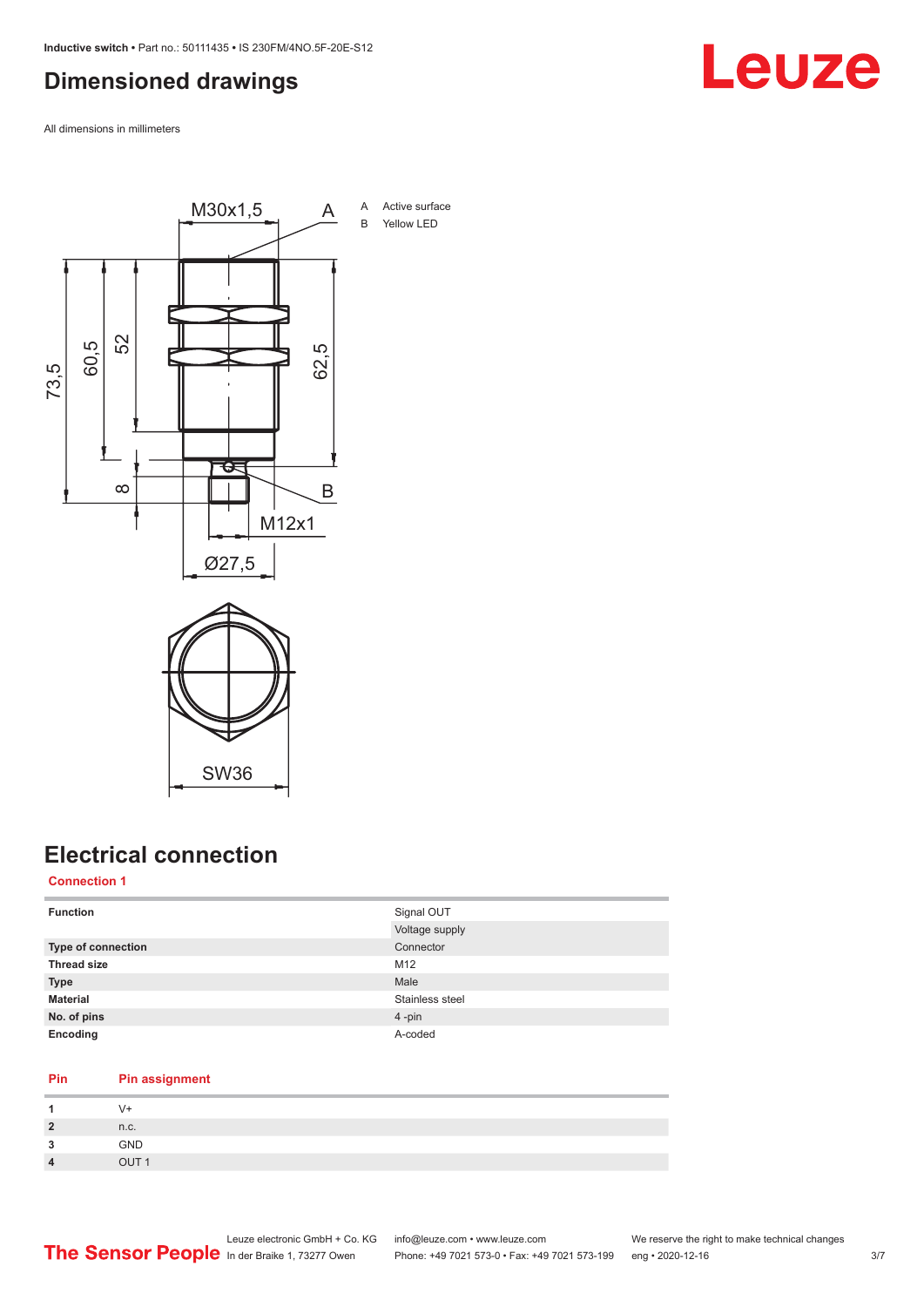# Dimensioned drawings

All dimensions in millimeters

A Active surface
B Yellow LED

# Electrical connection

## Connection 1

| | |
|---|---|
| **Function** | Signal OUT |
| | Voltage supply |
| **Type of connection** | Connector |
| **Thread size** | M12 |
| **Type** | Male |
| **Material** | Stainless steel |
| **No. of pins** | 4 -pin |
| **Encoding** | A-coded |

| Pin | Pin assignment |
|---|---|
| **1** | V+ |
| **2** | n.c. |
| **3** | GND |
| **4** | OUT 1 |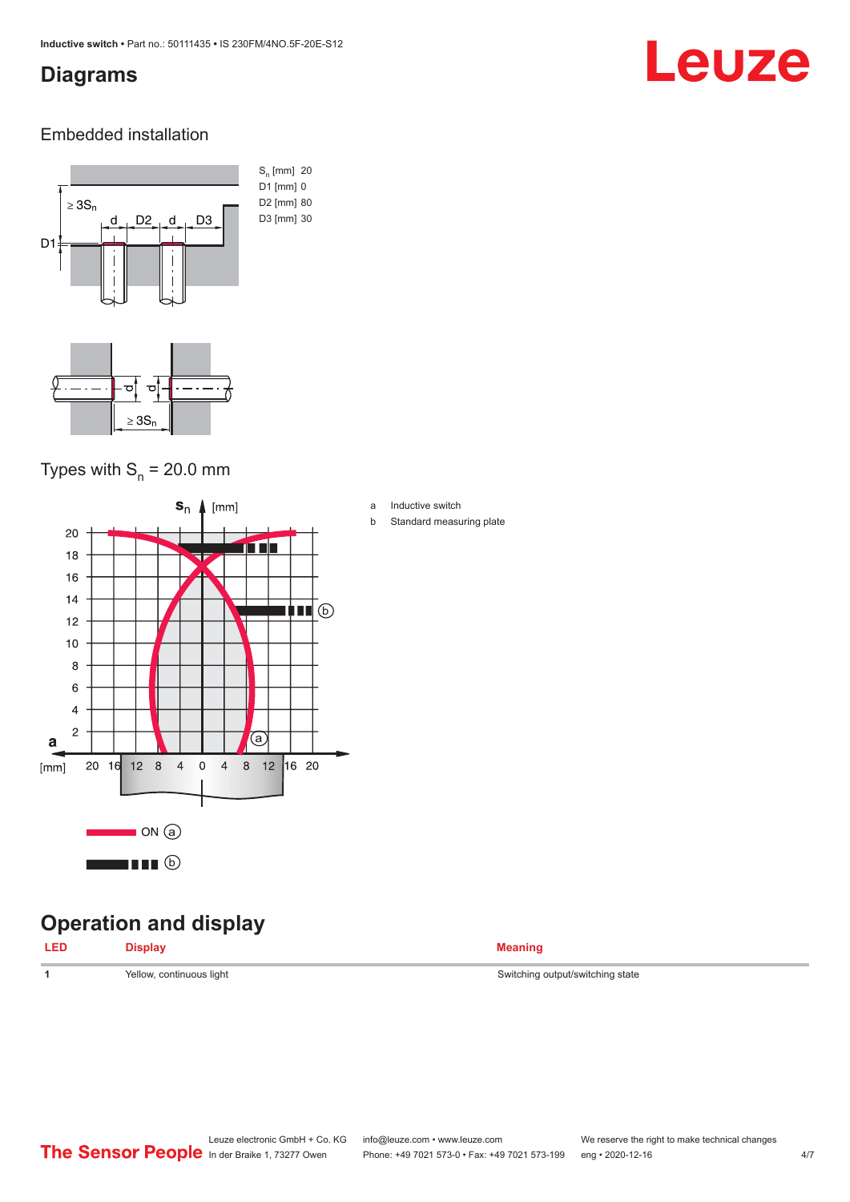## Diagrams

### Embedded installation

$S_n$ [mm] 20
D1 [mm] 0
D2 [mm] 80
D3 [mm] 30

### Types with $S_n$ = 20.0 mm

a Inductive switch
b Standard measuring plate

## Operation and display

| LED | Display | Meaning |
|---|---|---|
| 1 | Yellow, continuous light | Switching output/switching state |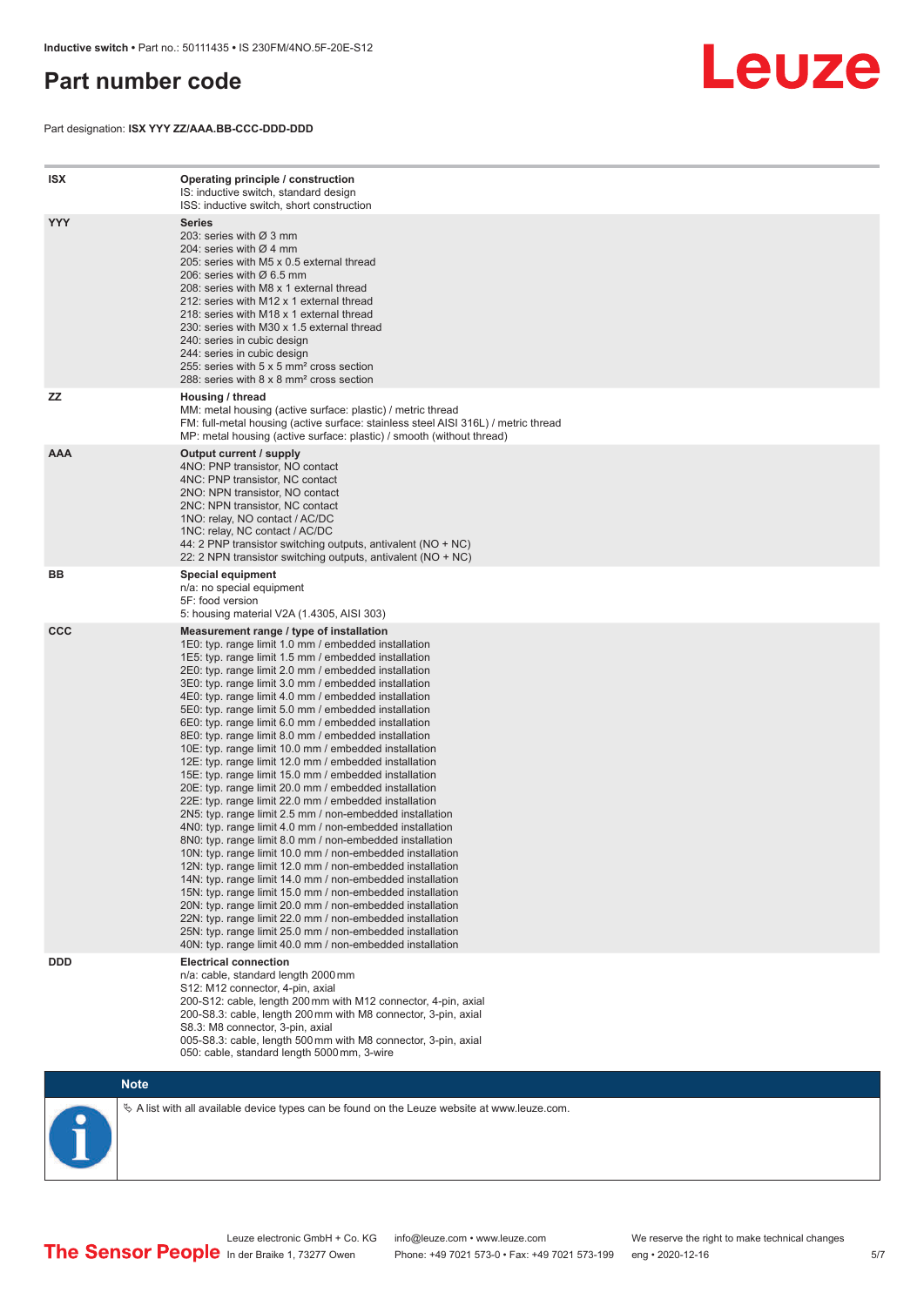# Part number code

Part designation: **ISX YYY ZZ/AAA.BB-CCC-DDD-DDD**

| | |
|---|---|
| **ISX** | **Operating principle / construction**<br>IS: inductive switch, standard design<br>ISS: inductive switch, short construction |
| **YYY** | **Series**<br>203: series with Ø 3 mm<br>204: series with Ø 4 mm<br>205: series with M5 x 0.5 external thread<br>206: series with Ø 6.5 mm<br>208: series with M8 x 1 external thread<br>212: series with M12 x 1 external thread<br>218: series with M18 x 1 external thread<br>230: series with M30 x 1.5 external thread<br>240: series in cubic design<br>244: series in cubic design<br>255: series with 5 x 5 mm² cross section<br>288: series with 8 x 8 mm² cross section |
| **ZZ** | **Housing / thread**<br>MM: metal housing (active surface: plastic) / metric thread<br>FM: full-metal housing (active surface: stainless steel AISI 316L) / metric thread<br>MP: metal housing (active surface: plastic) / smooth (without thread) |
| **AAA** | **Output current / supply**<br>4NO: PNP transistor, NO contact<br>4NC: PNP transistor, NC contact<br>2NO: NPN transistor, NO contact<br>2NC: NPN transistor, NC contact<br>1NO: relay, NO contact / AC/DC<br>1NC: relay, NC contact / AC/DC<br>44: 2 PNP transistor switching outputs, antivalent (NO + NC)<br>22: 2 NPN transistor switching outputs, antivalent (NO + NC) |
| **BB** | **Special equipment**<br>n/a: no special equipment<br>5F: food version<br>5: housing material V2A (1.4305, AISI 303) |
| **CCC** | **Measurement range / type of installation**<br>1E0: typ. range limit 1.0 mm / embedded installation<br>1E5: typ. range limit 1.5 mm / embedded installation<br>2E0: typ. range limit 2.0 mm / embedded installation<br>3E0: typ. range limit 3.0 mm / embedded installation<br>4E0: typ. range limit 4.0 mm / embedded installation<br>5E0: typ. range limit 5.0 mm / embedded installation<br>6E0: typ. range limit 6.0 mm / embedded installation<br>8E0: typ. range limit 8.0 mm / embedded installation<br>10E: typ. range limit 10.0 mm / embedded installation<br>12E: typ. range limit 12.0 mm / embedded installation<br>15E: typ. range limit 15.0 mm / embedded installation<br>20E: typ. range limit 20.0 mm / embedded installation<br>22E: typ. range limit 22.0 mm / embedded installation<br>2N5: typ. range limit 2.5 mm / non-embedded installation<br>4N0: typ. range limit 4.0 mm / non-embedded installation<br>8N0: typ. range limit 8.0 mm / non-embedded installation<br>10N: typ. range limit 10.0 mm / non-embedded installation<br>12N: typ. range limit 12.0 mm / non-embedded installation<br>14N: typ. range limit 14.0 mm / non-embedded installation<br>15N: typ. range limit 15.0 mm / non-embedded installation<br>20N: typ. range limit 20.0 mm / non-embedded installation<br>22N: typ. range limit 22.0 mm / non-embedded installation<br>25N: typ. range limit 25.0 mm / non-embedded installation<br>40N: typ. range limit 40.0 mm / non-embedded installation |
| **DDD** | **Electrical connection**<br>n/a: cable, standard length 2000 mm<br>S12: M12 connector, 4-pin, axial<br>200-S12: cable, length 200 mm with M12 connector, 4-pin, axial<br>200-S8.3: cable, length 200 mm with M8 connector, 3-pin, axial<br>S8.3: M8 connector, 3-pin, axial<br>005-S8.3: cable, length 500 mm with M8 connector, 3-pin, axial<br>050: cable, standard length 5000 mm, 3-wire |

**Note**

↳ A list with all available device types can be found on the Leuze website at www.leuze.com.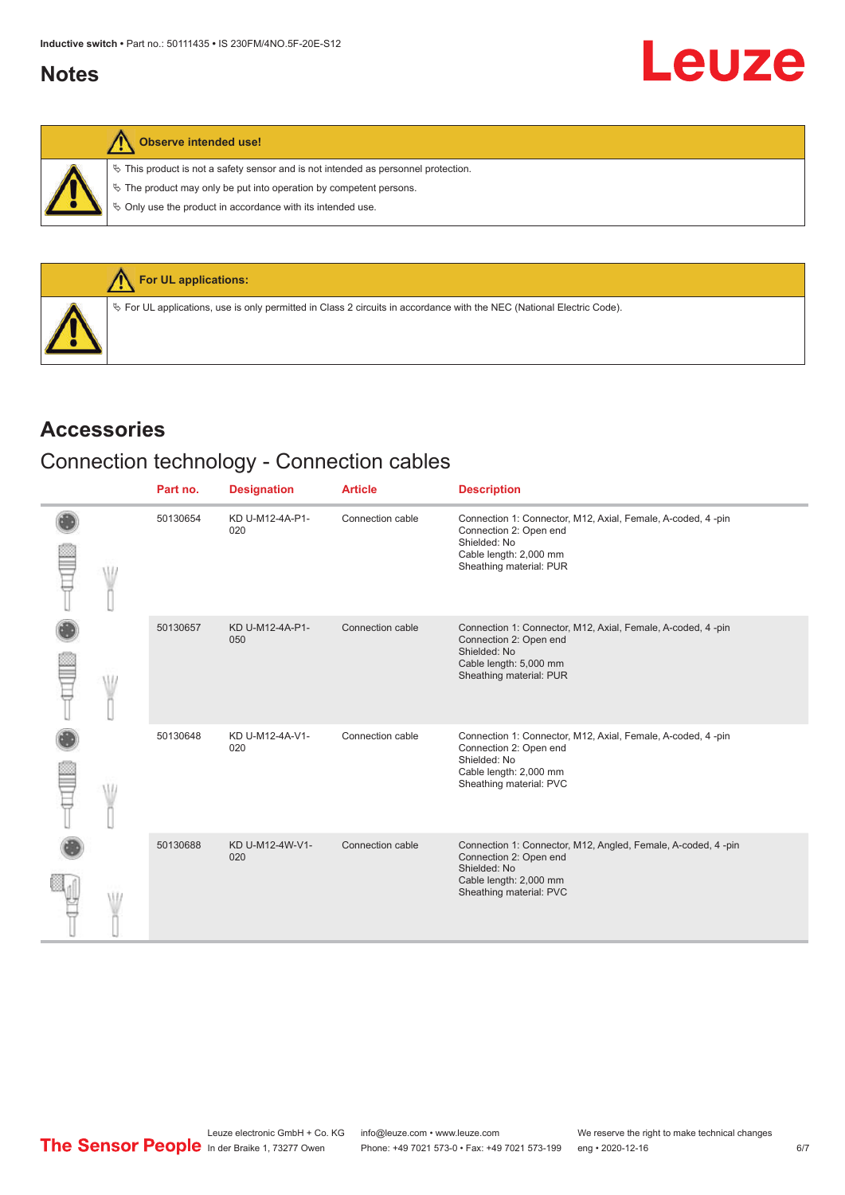# Notes

**Observe intended use!**

- ↳ This product is not a safety sensor and is not intended as personnel protection.
- ↳ The product may only be put into operation by competent persons.
- ↳ Only use the product in accordance with its intended use.

**For UL applications:**

- ↳ For UL applications, use is only permitted in Class 2 circuits in accordance with the NEC (National Electric Code).

# Accessories

## Connection technology - Connection cables

| | Part no. | Designation | Article | Description |
|---|---|---|---|---|
| | 50130654 | KD U-M12-4A-P1-020 | Connection cable | Connection 1: Connector, M12, Axial, Female, A-coded, 4 -pin<br>Connection 2: Open end<br>Shielded: No<br>Cable length: 2,000 mm<br>Sheathing material: PUR |
| | 50130657 | KD U-M12-4A-P1-050 | Connection cable | Connection 1: Connector, M12, Axial, Female, A-coded, 4 -pin<br>Connection 2: Open end<br>Shielded: No<br>Cable length: 5,000 mm<br>Sheathing material: PUR |
| | 50130648 | KD U-M12-4A-V1-020 | Connection cable | Connection 1: Connector, M12, Axial, Female, A-coded, 4 -pin<br>Connection 2: Open end<br>Shielded: No<br>Cable length: 2,000 mm<br>Sheathing material: PVC |
| | 50130688 | KD U-M12-4W-V1-020 | Connection cable | Connection 1: Connector, M12, Angled, Female, A-coded, 4 -pin<br>Connection 2: Open end<br>Shielded: No<br>Cable length: 2,000 mm<br>Sheathing material: PVC |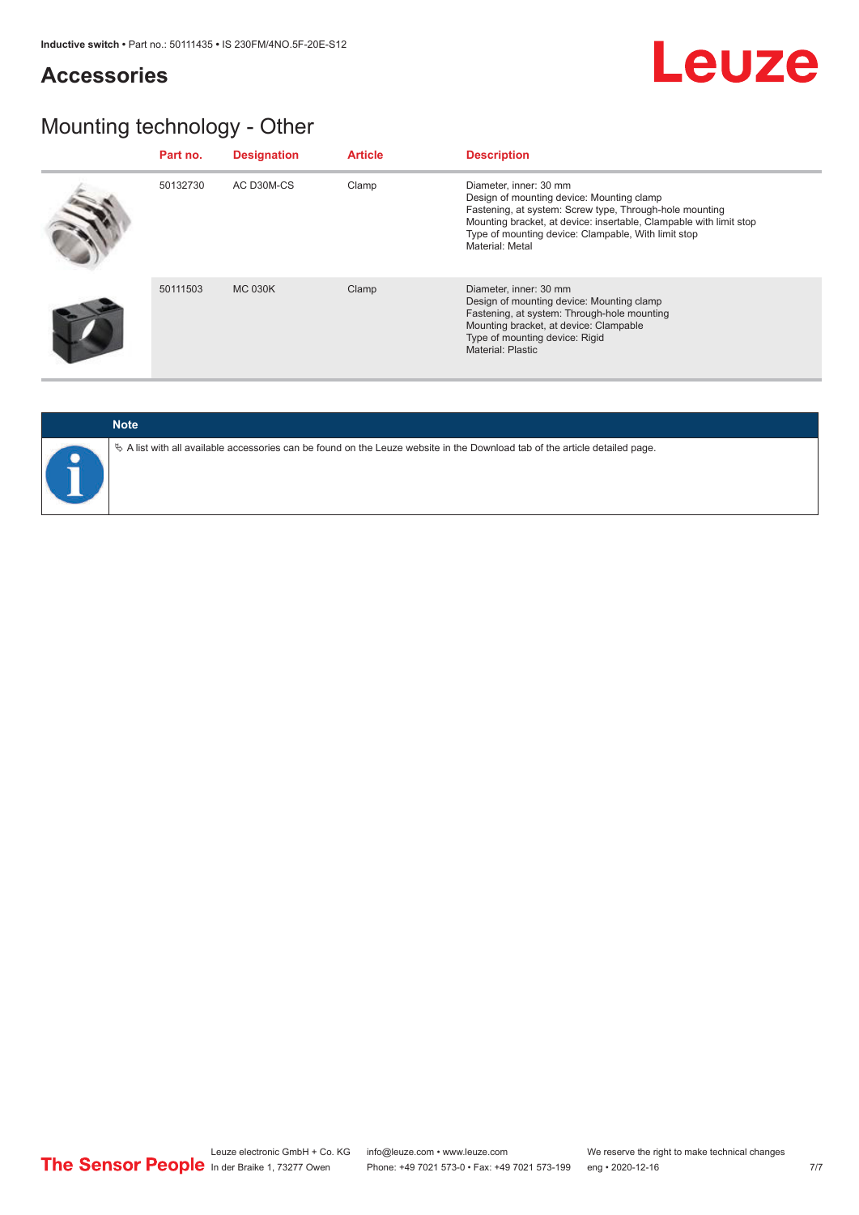## Accessories

### Mounting technology - Other

| | Part no. | Designation | Article | Description |
|---|---|---|---|---|
| | 50132730 | AC D30M-CS | Clamp | Diameter, inner: 30 mm<br>Design of mounting device: Mounting clamp<br>Fastening, at system: Screw type, Through-hole mounting<br>Mounting bracket, at device: insertable, Clampable with limit stop<br>Type of mounting device: Clampable, With limit stop<br>Material: Metal |
| | 50111503 | MC 030K | Clamp | Diameter, inner: 30 mm<br>Design of mounting device: Mounting clamp<br>Fastening, at system: Through-hole mounting<br>Mounting bracket, at device: Clampable<br>Type of mounting device: Rigid<br>Material: Plastic |

**Note**

↳ A list with all available accessories can be found on the Leuze website in the Download tab of the article detailed page.